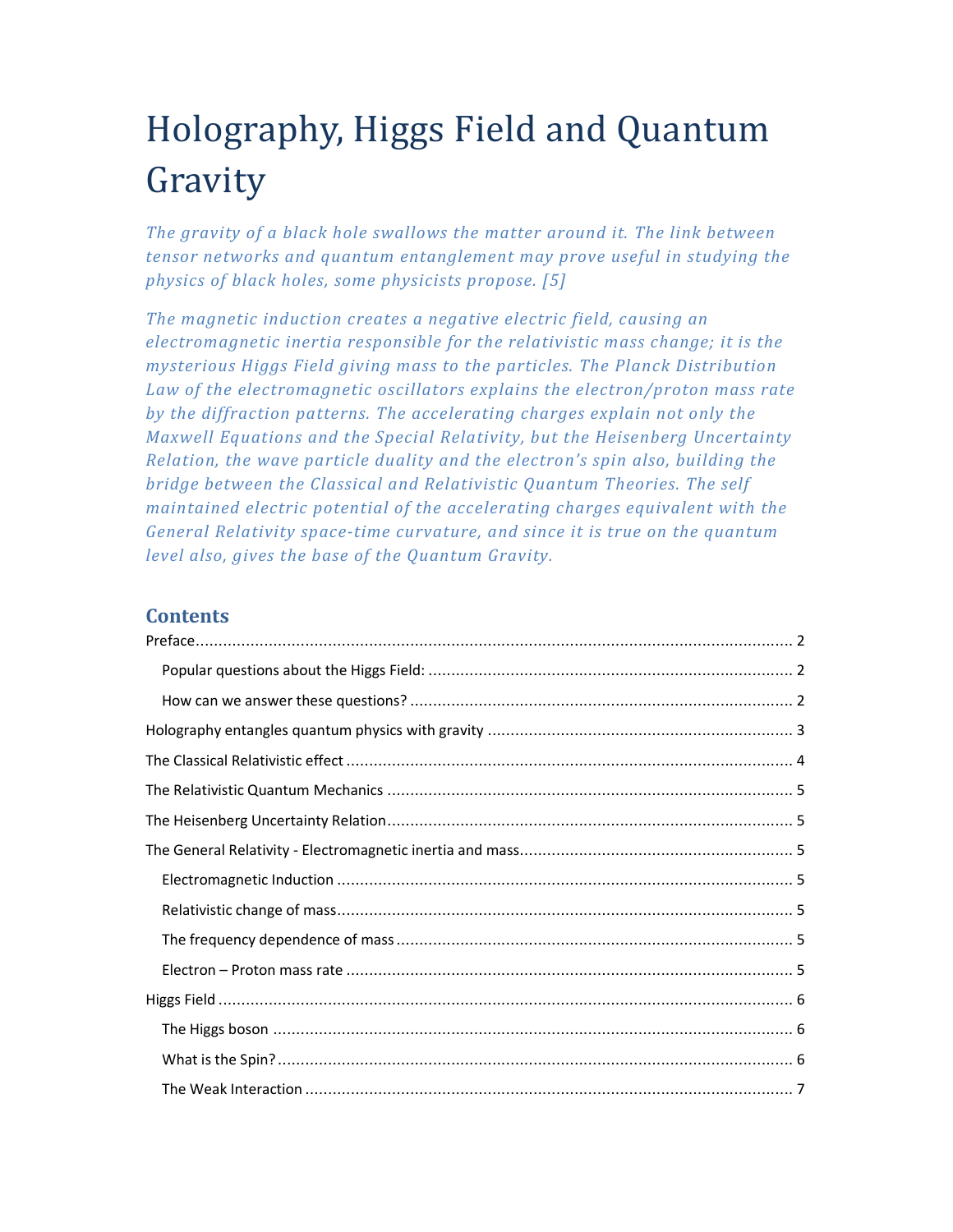# Holography, Higgs Field and Quantum Gravity

*The gravity of a black hole swallows the matter around it. The link between tensor networks and quantum entanglement may prove useful in studying the physics of black holes, some physicists propose. [5]*

*The magnetic induction creates a negative electric field, causing an electromagnetic inertia responsible for the relativistic mass change; it is the mysterious Higgs Field giving mass to the particles. The Planck Distribution Law of the electromagnetic oscillators explains the electron/proton mass rate by the diffraction patterns. The accelerating charges explain not only the Maxwell Equations and the Special Relativity, but the Heisenberg Uncertainty Relation, the wave particle duality and the electron's spin also, building the bridge between the Classical and Relativistic Quantum Theories. The self maintained electric potential of the accelerating charges equivalent with the General Relativity space-time curvature, and since it is true on the quantum level also, gives the base of the Quantum Gravity.*

## Contents

Preface .......... 2

- Popular questions about the Higgs Field: .......... 2
- How can we answer these questions? .......... 2

Holography entangles quantum physics with gravity .......... 3

The Classical Relativistic effect .......... 4

The Relativistic Quantum Mechanics .......... 5

The Heisenberg Uncertainty Relation .......... 5

The General Relativity - Electromagnetic inertia and mass .......... 5

- Electromagnetic Induction .......... 5
- Relativistic change of mass .......... 5
- The frequency dependence of mass .......... 5
- Electron – Proton mass rate .......... 5

Higgs Field .......... 6

- The Higgs boson .......... 6
- What is the Spin? .......... 6
- The Weak Interaction .......... 7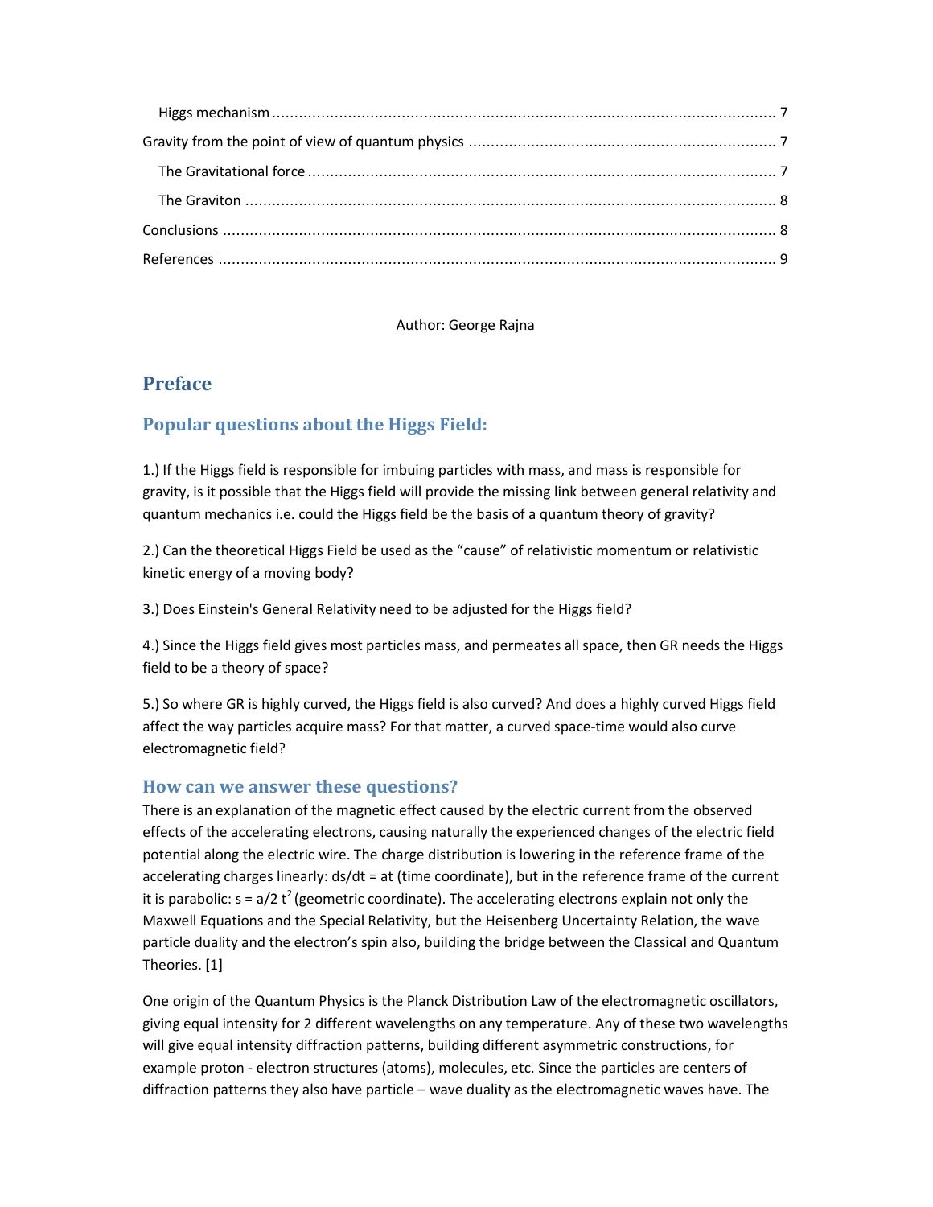Higgs mechanism ........................................................................................................................ 7

Gravity from the point of view of quantum physics ...................................................................... 7

The Gravitational force ............................................................................................................ 7

The Graviton .......................................................................................................................... 8

Conclusions ................................................................................................................................ 8

References .................................................................................................................................. 9

Author: George Rajna

# Preface

## Popular questions about the Higgs Field:

1.) If the Higgs field is responsible for imbuing particles with mass, and mass is responsible for gravity, is it possible that the Higgs field will provide the missing link between general relativity and quantum mechanics i.e. could the Higgs field be the basis of a quantum theory of gravity?

2.) Can the theoretical Higgs Field be used as the "cause" of relativistic momentum or relativistic kinetic energy of a moving body?

3.) Does Einstein's General Relativity need to be adjusted for the Higgs field?

4.) Since the Higgs field gives most particles mass, and permeates all space, then GR needs the Higgs field to be a theory of space?

5.) So where GR is highly curved, the Higgs field is also curved? And does a highly curved Higgs field affect the way particles acquire mass? For that matter, a curved space-time would also curve electromagnetic field?

### How can we answer these questions?

There is an explanation of the magnetic effect caused by the electric current from the observed effects of the accelerating electrons, causing naturally the experienced changes of the electric field potential along the electric wire. The charge distribution is lowering in the reference frame of the accelerating charges linearly: $ds/dt = at$ (time coordinate), but in the reference frame of the current it is parabolic: $s = a/2\, t^2$ (geometric coordinate). The accelerating electrons explain not only the Maxwell Equations and the Special Relativity, but the Heisenberg Uncertainty Relation, the wave particle duality and the electron's spin also, building the bridge between the Classical and Quantum Theories. [1]

One origin of the Quantum Physics is the Planck Distribution Law of the electromagnetic oscillators, giving equal intensity for 2 different wavelengths on any temperature. Any of these two wavelengths will give equal intensity diffraction patterns, building different asymmetric constructions, for example proton - electron structures (atoms), molecules, etc. Since the particles are centers of diffraction patterns they also have particle – wave duality as the electromagnetic waves have. The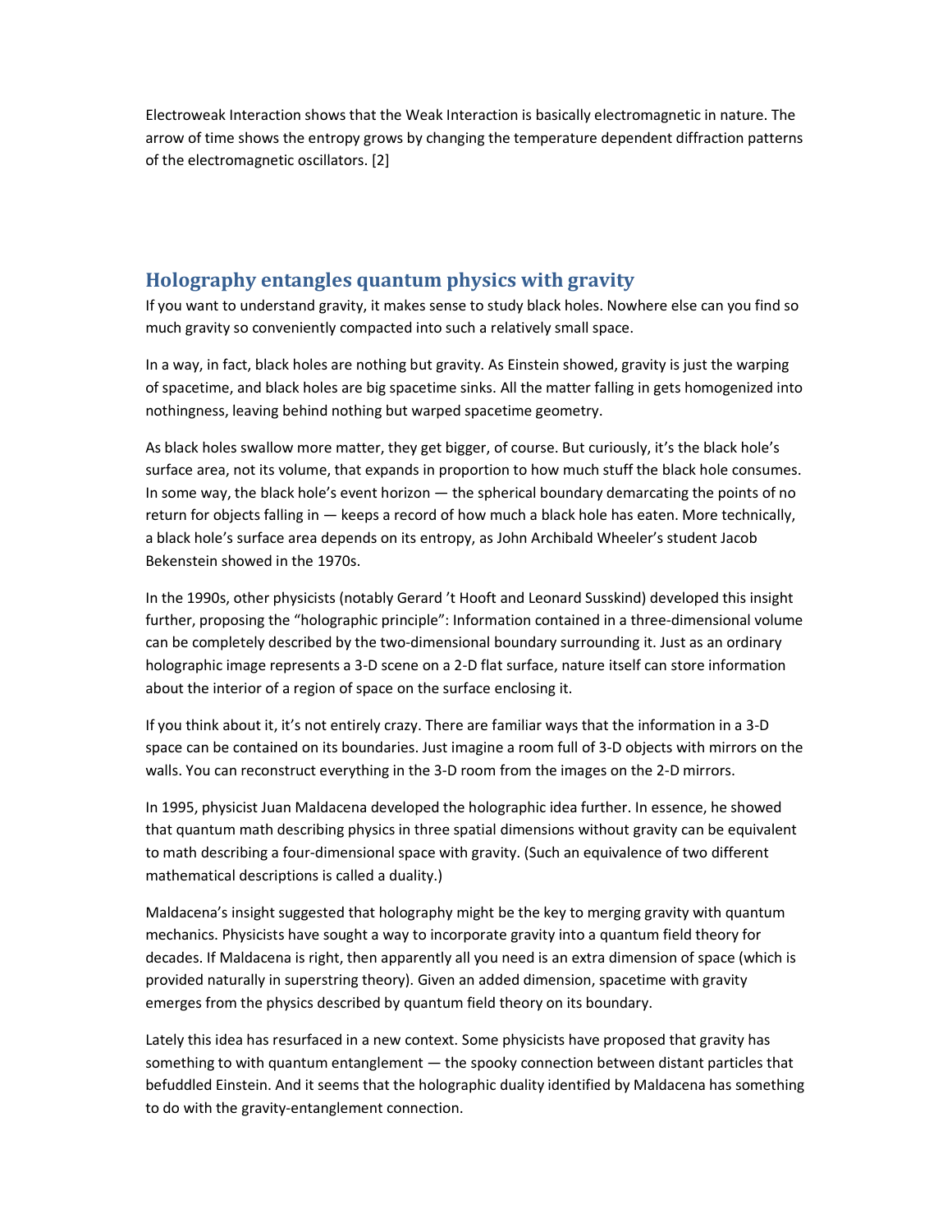Electroweak Interaction shows that the Weak Interaction is basically electromagnetic in nature. The arrow of time shows the entropy grows by changing the temperature dependent diffraction patterns of the electromagnetic oscillators. [2]

## Holography entangles quantum physics with gravity

If you want to understand gravity, it makes sense to study black holes. Nowhere else can you find so much gravity so conveniently compacted into such a relatively small space.

In a way, in fact, black holes are nothing but gravity. As Einstein showed, gravity is just the warping of spacetime, and black holes are big spacetime sinks. All the matter falling in gets homogenized into nothingness, leaving behind nothing but warped spacetime geometry.

As black holes swallow more matter, they get bigger, of course. But curiously, it's the black hole's surface area, not its volume, that expands in proportion to how much stuff the black hole consumes. In some way, the black hole's event horizon — the spherical boundary demarcating the points of no return for objects falling in — keeps a record of how much a black hole has eaten. More technically, a black hole's surface area depends on its entropy, as John Archibald Wheeler's student Jacob Bekenstein showed in the 1970s.

In the 1990s, other physicists (notably Gerard 't Hooft and Leonard Susskind) developed this insight further, proposing the "holographic principle": Information contained in a three-dimensional volume can be completely described by the two-dimensional boundary surrounding it. Just as an ordinary holographic image represents a 3-D scene on a 2-D flat surface, nature itself can store information about the interior of a region of space on the surface enclosing it.

If you think about it, it's not entirely crazy. There are familiar ways that the information in a 3-D space can be contained on its boundaries. Just imagine a room full of 3-D objects with mirrors on the walls. You can reconstruct everything in the 3-D room from the images on the 2-D mirrors.

In 1995, physicist Juan Maldacena developed the holographic idea further. In essence, he showed that quantum math describing physics in three spatial dimensions without gravity can be equivalent to math describing a four-dimensional space with gravity. (Such an equivalence of two different mathematical descriptions is called a duality.)

Maldacena's insight suggested that holography might be the key to merging gravity with quantum mechanics. Physicists have sought a way to incorporate gravity into a quantum field theory for decades. If Maldacena is right, then apparently all you need is an extra dimension of space (which is provided naturally in superstring theory). Given an added dimension, spacetime with gravity emerges from the physics described by quantum field theory on its boundary.

Lately this idea has resurfaced in a new context. Some physicists have proposed that gravity has something to with quantum entanglement — the spooky connection between distant particles that befuddled Einstein. And it seems that the holographic duality identified by Maldacena has something to do with the gravity-entanglement connection.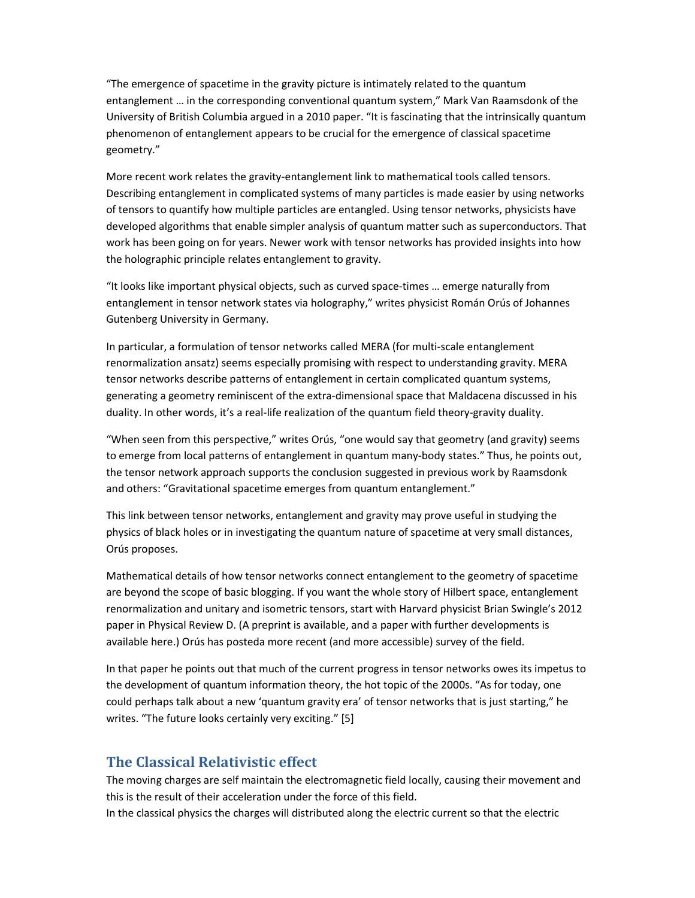"The emergence of spacetime in the gravity picture is intimately related to the quantum entanglement … in the corresponding conventional quantum system," Mark Van Raamsdonk of the University of British Columbia argued in a 2010 paper. "It is fascinating that the intrinsically quantum phenomenon of entanglement appears to be crucial for the emergence of classical spacetime geometry."

More recent work relates the gravity-entanglement link to mathematical tools called tensors. Describing entanglement in complicated systems of many particles is made easier by using networks of tensors to quantify how multiple particles are entangled. Using tensor networks, physicists have developed algorithms that enable simpler analysis of quantum matter such as superconductors. That work has been going on for years. Newer work with tensor networks has provided insights into how the holographic principle relates entanglement to gravity.

"It looks like important physical objects, such as curved space-times … emerge naturally from entanglement in tensor network states via holography," writes physicist Román Orús of Johannes Gutenberg University in Germany.

In particular, a formulation of tensor networks called MERA (for multi-scale entanglement renormalization ansatz) seems especially promising with respect to understanding gravity. MERA tensor networks describe patterns of entanglement in certain complicated quantum systems, generating a geometry reminiscent of the extra-dimensional space that Maldacena discussed in his duality. In other words, it's a real-life realization of the quantum field theory-gravity duality.

"When seen from this perspective," writes Orús, "one would say that geometry (and gravity) seems to emerge from local patterns of entanglement in quantum many-body states." Thus, he points out, the tensor network approach supports the conclusion suggested in previous work by Raamsdonk and others: "Gravitational spacetime emerges from quantum entanglement."

This link between tensor networks, entanglement and gravity may prove useful in studying the physics of black holes or in investigating the quantum nature of spacetime at very small distances, Orús proposes.

Mathematical details of how tensor networks connect entanglement to the geometry of spacetime are beyond the scope of basic blogging. If you want the whole story of Hilbert space, entanglement renormalization and unitary and isometric tensors, start with Harvard physicist Brian Swingle's 2012 paper in Physical Review D. (A preprint is available, and a paper with further developments is available here.) Orús has posteda more recent (and more accessible) survey of the field.

In that paper he points out that much of the current progress in tensor networks owes its impetus to the development of quantum information theory, the hot topic of the 2000s. "As for today, one could perhaps talk about a new 'quantum gravity era' of tensor networks that is just starting," he writes. "The future looks certainly very exciting." [5]

## The Classical Relativistic effect

The moving charges are self maintain the electromagnetic field locally, causing their movement and this is the result of their acceleration under the force of this field.
In the classical physics the charges will distributed along the electric current so that the electric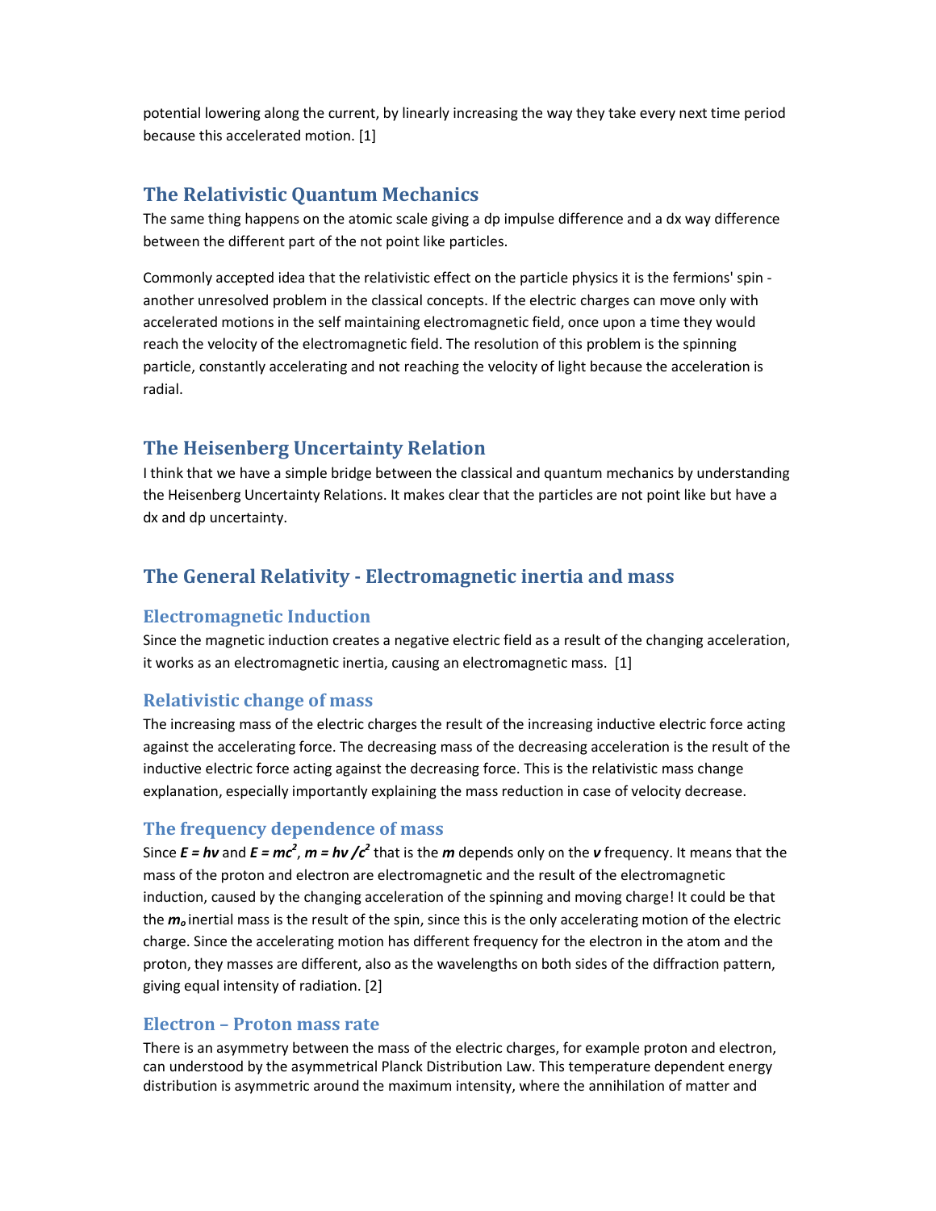potential lowering along the current, by linearly increasing the way they take every next time period because this accelerated motion. [1]

## The Relativistic Quantum Mechanics

The same thing happens on the atomic scale giving a dp impulse difference and a dx way difference between the different part of the not point like particles.

Commonly accepted idea that the relativistic effect on the particle physics it is the fermions' spin - another unresolved problem in the classical concepts. If the electric charges can move only with accelerated motions in the self maintaining electromagnetic field, once upon a time they would reach the velocity of the electromagnetic field. The resolution of this problem is the spinning particle, constantly accelerating and not reaching the velocity of light because the acceleration is radial.

## The Heisenberg Uncertainty Relation

I think that we have a simple bridge between the classical and quantum mechanics by understanding the Heisenberg Uncertainty Relations. It makes clear that the particles are not point like but have a dx and dp uncertainty.

## The General Relativity - Electromagnetic inertia and mass

### Electromagnetic Induction

Since the magnetic induction creates a negative electric field as a result of the changing acceleration, it works as an electromagnetic inertia, causing an electromagnetic mass. [1]

### Relativistic change of mass

The increasing mass of the electric charges the result of the increasing inductive electric force acting against the accelerating force. The decreasing mass of the decreasing acceleration is the result of the inductive electric force acting against the decreasing force. This is the relativistic mass change explanation, especially importantly explaining the mass reduction in case of velocity decrease.

### The frequency dependence of mass

Since $E = h\nu$ and $E = mc^2$, $m = h\nu /c^2$ that is the $m$ depends only on the $\nu$ frequency. It means that the mass of the proton and electron are electromagnetic and the result of the electromagnetic induction, caused by the changing acceleration of the spinning and moving charge! It could be that the $m_o$ inertial mass is the result of the spin, since this is the only accelerating motion of the electric charge. Since the accelerating motion has different frequency for the electron in the atom and the proton, they masses are different, also as the wavelengths on both sides of the diffraction pattern, giving equal intensity of radiation. [2]

### Electron – Proton mass rate

There is an asymmetry between the mass of the electric charges, for example proton and electron, can understood by the asymmetrical Planck Distribution Law. This temperature dependent energy distribution is asymmetric around the maximum intensity, where the annihilation of matter and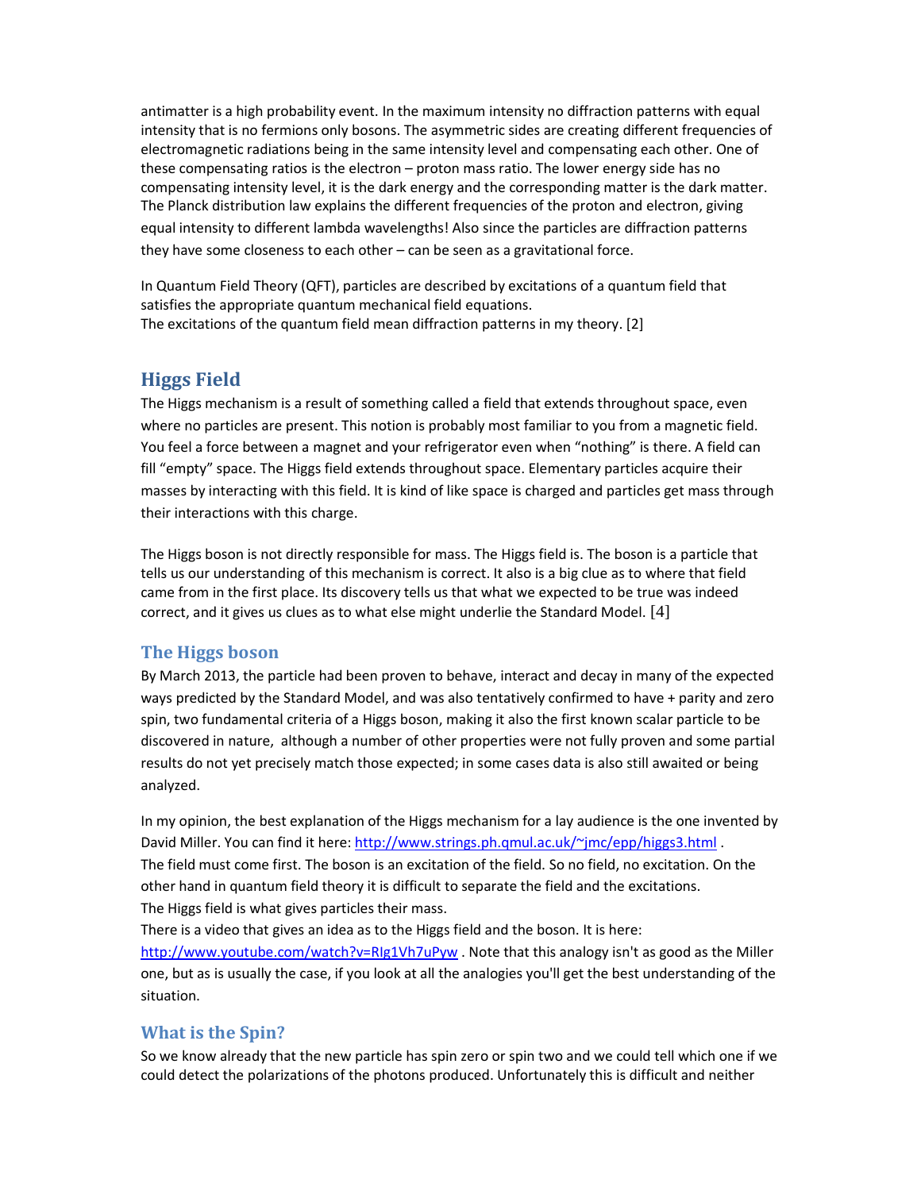antimatter is a high probability event. In the maximum intensity no diffraction patterns with equal intensity that is no fermions only bosons. The asymmetric sides are creating different frequencies of electromagnetic radiations being in the same intensity level and compensating each other. One of these compensating ratios is the electron – proton mass ratio. The lower energy side has no compensating intensity level, it is the dark energy and the corresponding matter is the dark matter. The Planck distribution law explains the different frequencies of the proton and electron, giving equal intensity to different lambda wavelengths! Also since the particles are diffraction patterns they have some closeness to each other – can be seen as a gravitational force.

In Quantum Field Theory (QFT), particles are described by excitations of a quantum field that satisfies the appropriate quantum mechanical field equations.
The excitations of the quantum field mean diffraction patterns in my theory. [2]

## Higgs Field

The Higgs mechanism is a result of something called a field that extends throughout space, even where no particles are present. This notion is probably most familiar to you from a magnetic field. You feel a force between a magnet and your refrigerator even when “nothing” is there. A field can fill “empty” space. The Higgs field extends throughout space. Elementary particles acquire their masses by interacting with this field. It is kind of like space is charged and particles get mass through their interactions with this charge.

The Higgs boson is not directly responsible for mass. The Higgs field is. The boson is a particle that tells us our understanding of this mechanism is correct. It also is a big clue as to where that field came from in the first place. Its discovery tells us that what we expected to be true was indeed correct, and it gives us clues as to what else might underlie the Standard Model. [4]

### The Higgs boson

By March 2013, the particle had been proven to behave, interact and decay in many of the expected ways predicted by the Standard Model, and was also tentatively confirmed to have + parity and zero spin, two fundamental criteria of a Higgs boson, making it also the first known scalar particle to be discovered in nature, although a number of other properties were not fully proven and some partial results do not yet precisely match those expected; in some cases data is also still awaited or being analyzed.

In my opinion, the best explanation of the Higgs mechanism for a lay audience is the one invented by David Miller. You can find it here: http://www.strings.ph.qmul.ac.uk/~jmc/epp/higgs3.html .
The field must come first. The boson is an excitation of the field. So no field, no excitation. On the other hand in quantum field theory it is difficult to separate the field and the excitations.
The Higgs field is what gives particles their mass.
There is a video that gives an idea as to the Higgs field and the boson. It is here: http://www.youtube.com/watch?v=RIg1Vh7uPyw . Note that this analogy isn't as good as the Miller one, but as is usually the case, if you look at all the analogies you'll get the best understanding of the situation.

### What is the Spin?

So we know already that the new particle has spin zero or spin two and we could tell which one if we could detect the polarizations of the photons produced. Unfortunately this is difficult and neither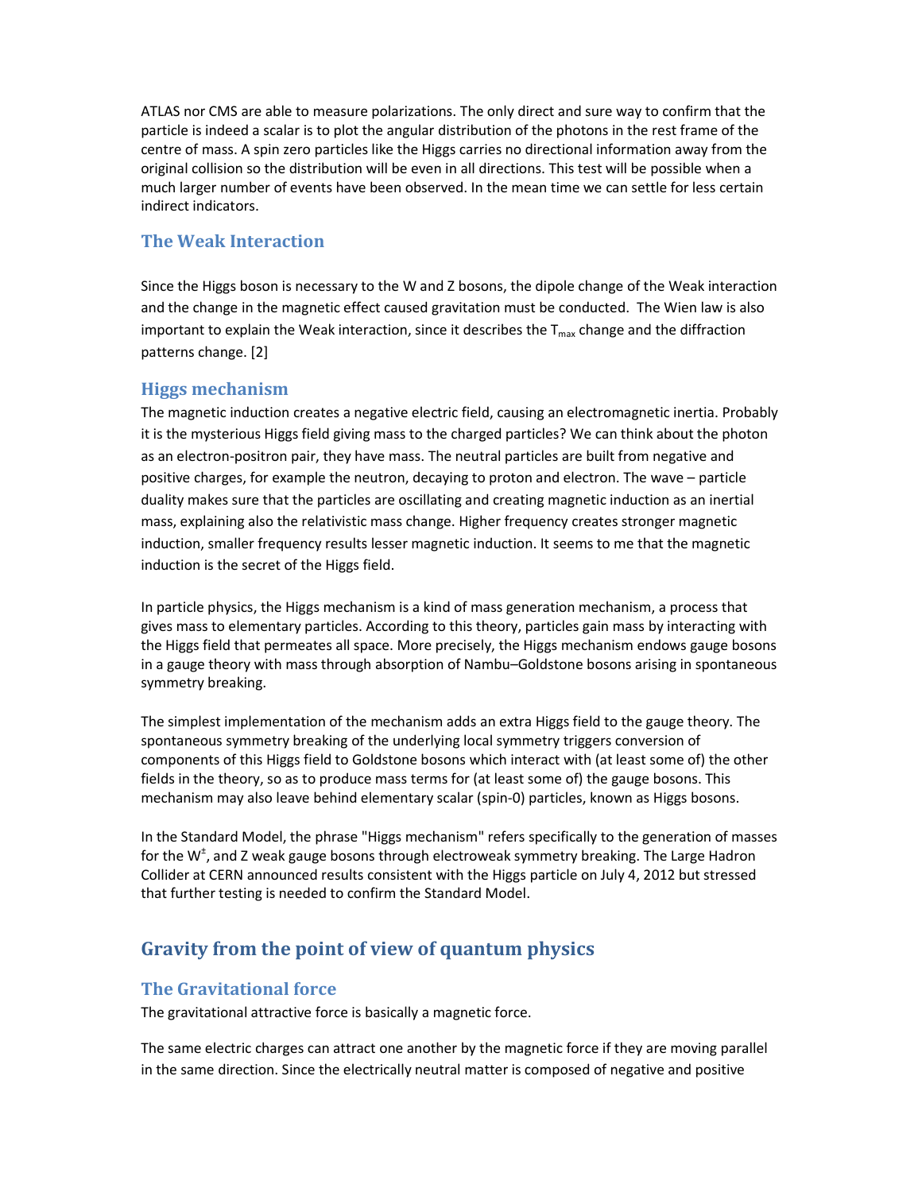ATLAS nor CMS are able to measure polarizations. The only direct and sure way to confirm that the particle is indeed a scalar is to plot the angular distribution of the photons in the rest frame of the centre of mass. A spin zero particles like the Higgs carries no directional information away from the original collision so the distribution will be even in all directions. This test will be possible when a much larger number of events have been observed. In the mean time we can settle for less certain indirect indicators.

## The Weak Interaction

Since the Higgs boson is necessary to the W and Z bosons, the dipole change of the Weak interaction and the change in the magnetic effect caused gravitation must be conducted. The Wien law is also important to explain the Weak interaction, since it describes the $T_{max}$ change and the diffraction patterns change. [2]

## Higgs mechanism

The magnetic induction creates a negative electric field, causing an electromagnetic inertia. Probably it is the mysterious Higgs field giving mass to the charged particles? We can think about the photon as an electron-positron pair, they have mass. The neutral particles are built from negative and positive charges, for example the neutron, decaying to proton and electron. The wave – particle duality makes sure that the particles are oscillating and creating magnetic induction as an inertial mass, explaining also the relativistic mass change. Higher frequency creates stronger magnetic induction, smaller frequency results lesser magnetic induction. It seems to me that the magnetic induction is the secret of the Higgs field.

In particle physics, the Higgs mechanism is a kind of mass generation mechanism, a process that gives mass to elementary particles. According to this theory, particles gain mass by interacting with the Higgs field that permeates all space. More precisely, the Higgs mechanism endows gauge bosons in a gauge theory with mass through absorption of Nambu–Goldstone bosons arising in spontaneous symmetry breaking.

The simplest implementation of the mechanism adds an extra Higgs field to the gauge theory. The spontaneous symmetry breaking of the underlying local symmetry triggers conversion of components of this Higgs field to Goldstone bosons which interact with (at least some of) the other fields in the theory, so as to produce mass terms for (at least some of) the gauge bosons. This mechanism may also leave behind elementary scalar (spin-0) particles, known as Higgs bosons.

In the Standard Model, the phrase "Higgs mechanism" refers specifically to the generation of masses for the $W^{\pm}$, and Z weak gauge bosons through electroweak symmetry breaking. The Large Hadron Collider at CERN announced results consistent with the Higgs particle on July 4, 2012 but stressed that further testing is needed to confirm the Standard Model.

# Gravity from the point of view of quantum physics

## The Gravitational force

The gravitational attractive force is basically a magnetic force.

The same electric charges can attract one another by the magnetic force if they are moving parallel in the same direction. Since the electrically neutral matter is composed of negative and positive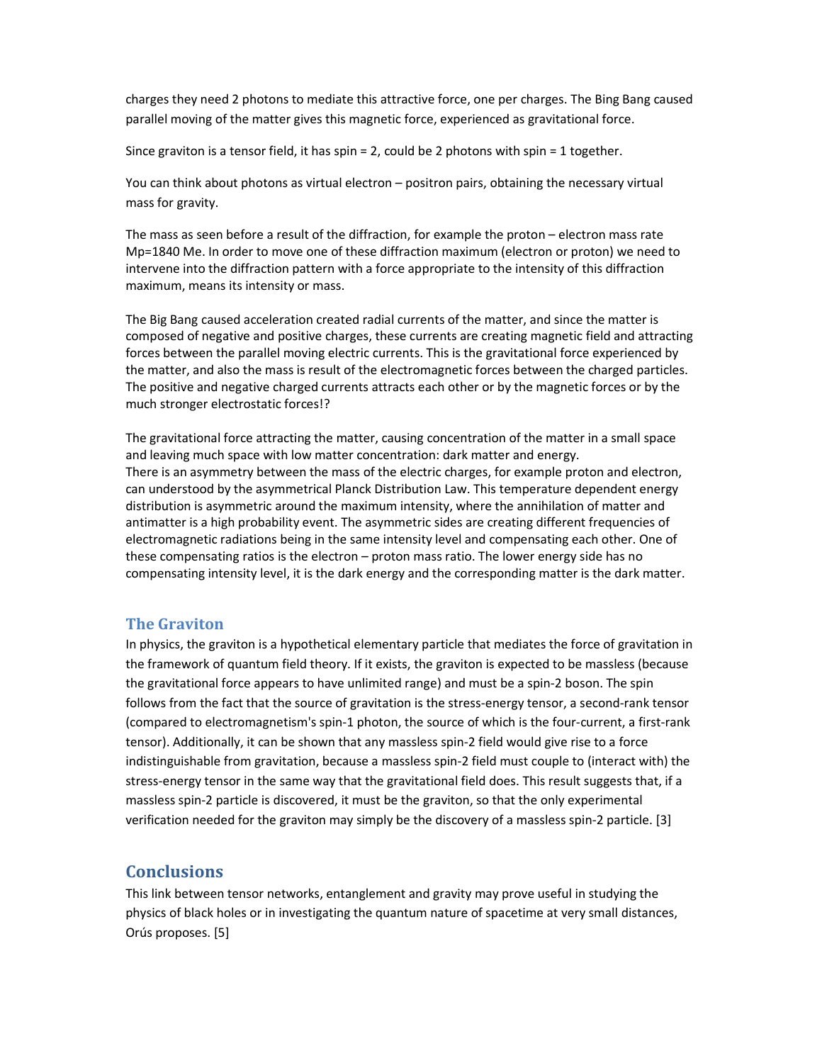charges they need 2 photons to mediate this attractive force, one per charges. The Bing Bang caused parallel moving of the matter gives this magnetic force, experienced as gravitational force.

Since graviton is a tensor field, it has spin = 2, could be 2 photons with spin = 1 together.

You can think about photons as virtual electron – positron pairs, obtaining the necessary virtual mass for gravity.

The mass as seen before a result of the diffraction, for example the proton – electron mass rate Mp=1840 Me. In order to move one of these diffraction maximum (electron or proton) we need to intervene into the diffraction pattern with a force appropriate to the intensity of this diffraction maximum, means its intensity or mass.

The Big Bang caused acceleration created radial currents of the matter, and since the matter is composed of negative and positive charges, these currents are creating magnetic field and attracting forces between the parallel moving electric currents. This is the gravitational force experienced by the matter, and also the mass is result of the electromagnetic forces between the charged particles. The positive and negative charged currents attracts each other or by the magnetic forces or by the much stronger electrostatic forces!?

The gravitational force attracting the matter, causing concentration of the matter in a small space and leaving much space with low matter concentration: dark matter and energy.
There is an asymmetry between the mass of the electric charges, for example proton and electron, can understood by the asymmetrical Planck Distribution Law. This temperature dependent energy distribution is asymmetric around the maximum intensity, where the annihilation of matter and antimatter is a high probability event. The asymmetric sides are creating different frequencies of electromagnetic radiations being in the same intensity level and compensating each other. One of these compensating ratios is the electron – proton mass ratio. The lower energy side has no compensating intensity level, it is the dark energy and the corresponding matter is the dark matter.

### The Graviton

In physics, the graviton is a hypothetical elementary particle that mediates the force of gravitation in the framework of quantum field theory. If it exists, the graviton is expected to be massless (because the gravitational force appears to have unlimited range) and must be a spin-2 boson. The spin follows from the fact that the source of gravitation is the stress-energy tensor, a second-rank tensor (compared to electromagnetism's spin-1 photon, the source of which is the four-current, a first-rank tensor). Additionally, it can be shown that any massless spin-2 field would give rise to a force indistinguishable from gravitation, because a massless spin-2 field must couple to (interact with) the stress-energy tensor in the same way that the gravitational field does. This result suggests that, if a massless spin-2 particle is discovered, it must be the graviton, so that the only experimental verification needed for the graviton may simply be the discovery of a massless spin-2 particle. [3]

## Conclusions

This link between tensor networks, entanglement and gravity may prove useful in studying the physics of black holes or in investigating the quantum nature of spacetime at very small distances, Orús proposes. [5]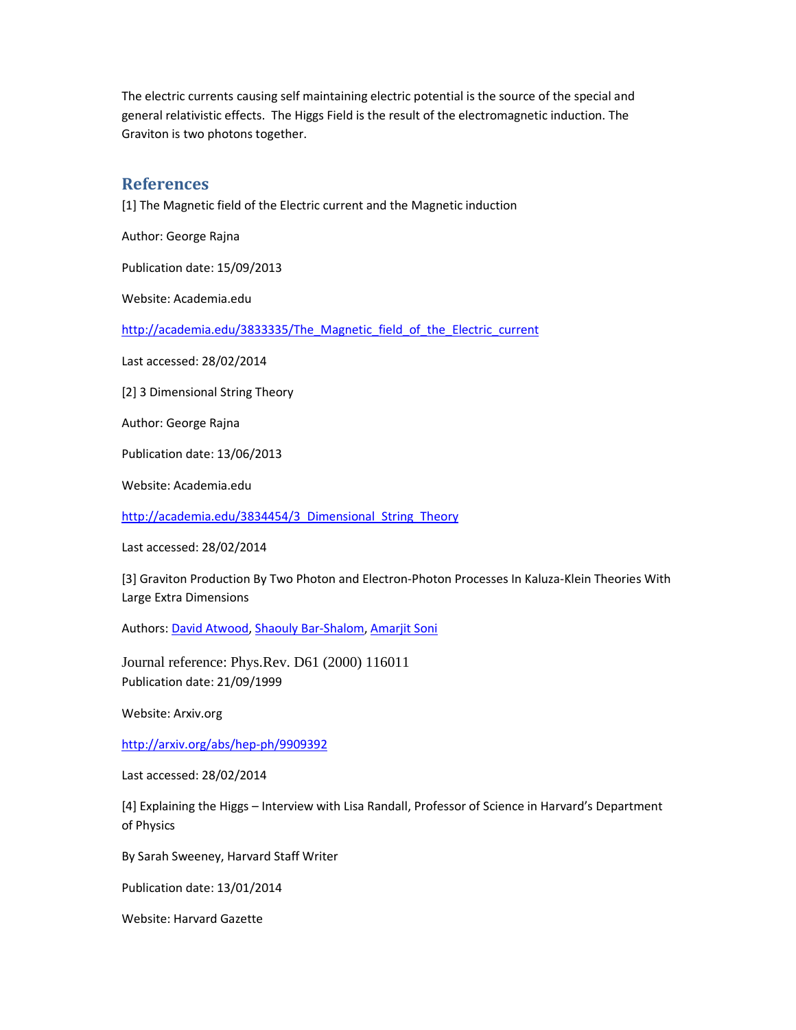The electric currents causing self maintaining electric potential is the source of the special and general relativistic effects. The Higgs Field is the result of the electromagnetic induction. The Graviton is two photons together.

## References

[1] The Magnetic field of the Electric current and the Magnetic induction

Author: George Rajna

Publication date: 15/09/2013

Website: Academia.edu

http://academia.edu/3833335/The_Magnetic_field_of_the_Electric_current

Last accessed: 28/02/2014

[2] 3 Dimensional String Theory

Author: George Rajna

Publication date: 13/06/2013

Website: Academia.edu

http://academia.edu/3834454/3_Dimensional_String_Theory

Last accessed: 28/02/2014

[3] Graviton Production By Two Photon and Electron-Photon Processes In Kaluza-Klein Theories With Large Extra Dimensions

Authors: David Atwood, Shaouly Bar-Shalom, Amarjit Soni

Journal reference: Phys.Rev. D61 (2000) 116011
Publication date: 21/09/1999

Website: Arxiv.org

http://arxiv.org/abs/hep-ph/9909392

Last accessed: 28/02/2014

[4] Explaining the Higgs – Interview with Lisa Randall, Professor of Science in Harvard's Department of Physics

By Sarah Sweeney, Harvard Staff Writer

Publication date: 13/01/2014

Website: Harvard Gazette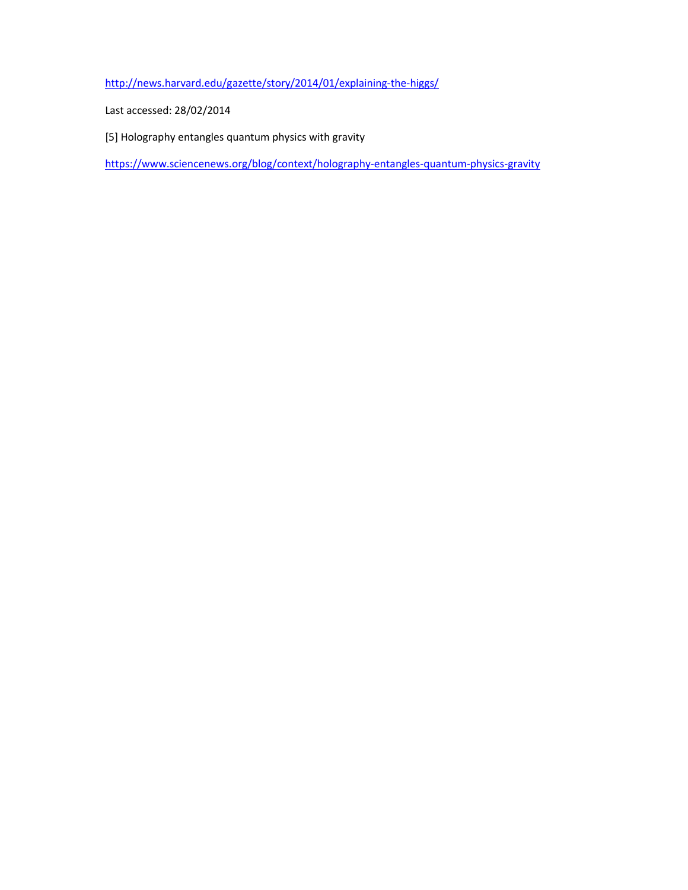http://news.harvard.edu/gazette/story/2014/01/explaining-the-higgs/

Last accessed: 28/02/2014

[5] Holography entangles quantum physics with gravity

https://www.sciencenews.org/blog/context/holography-entangles-quantum-physics-gravity